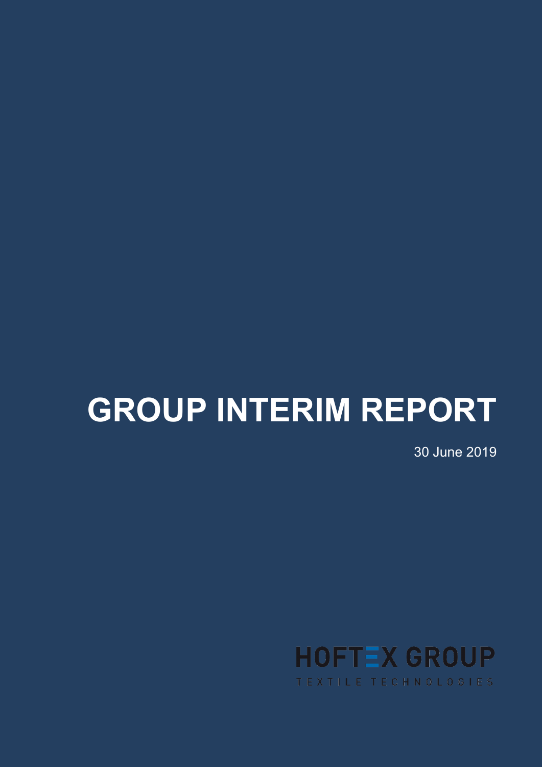# GROUP INTERIM REPORT

30 June 2019

HOFTEX GROUP

TEXTILE TECHNOLOGIES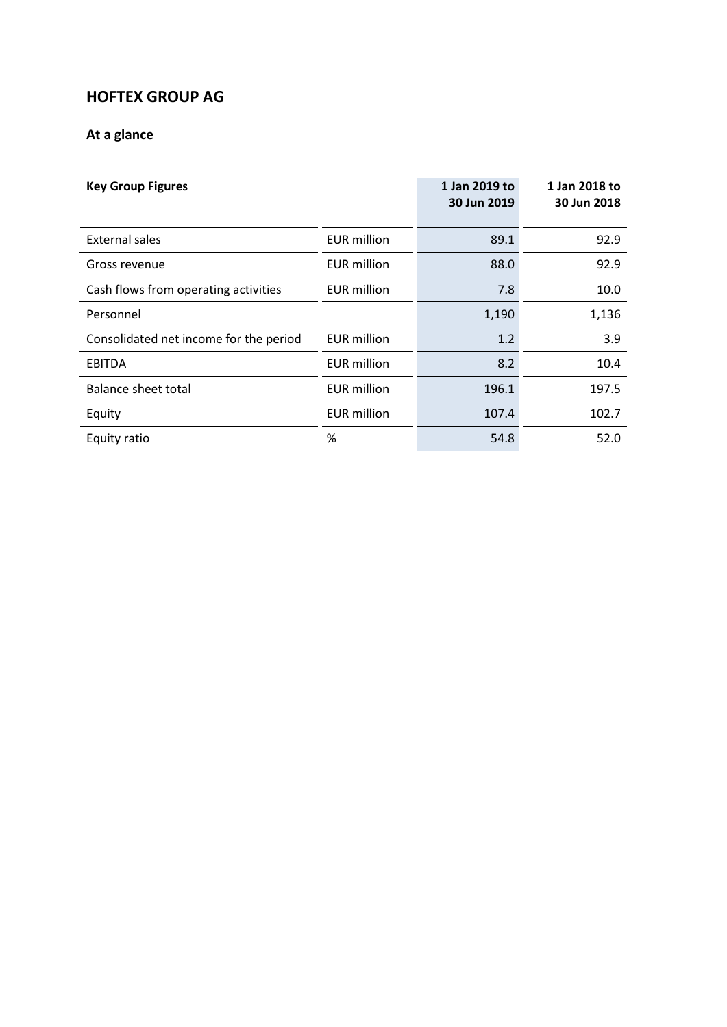## HOFTEX GROUP AG

### At a glance

| Key Group Figures | | 1 Jan 2019 to 30 Jun 2019 | 1 Jan 2018 to 30 Jun 2018 |
|---|---|---|---|
| External sales | EUR million | 89.1 | 92.9 |
| Gross revenue | EUR million | 88.0 | 92.9 |
| Cash flows from operating activities | EUR million | 7.8 | 10.0 |
| Personnel | | 1,190 | 1,136 |
| Consolidated net income for the period | EUR million | 1.2 | 3.9 |
| EBITDA | EUR million | 8.2 | 10.4 |
| Balance sheet total | EUR million | 196.1 | 197.5 |
| Equity | EUR million | 107.4 | 102.7 |
| Equity ratio | % | 54.8 | 52.0 |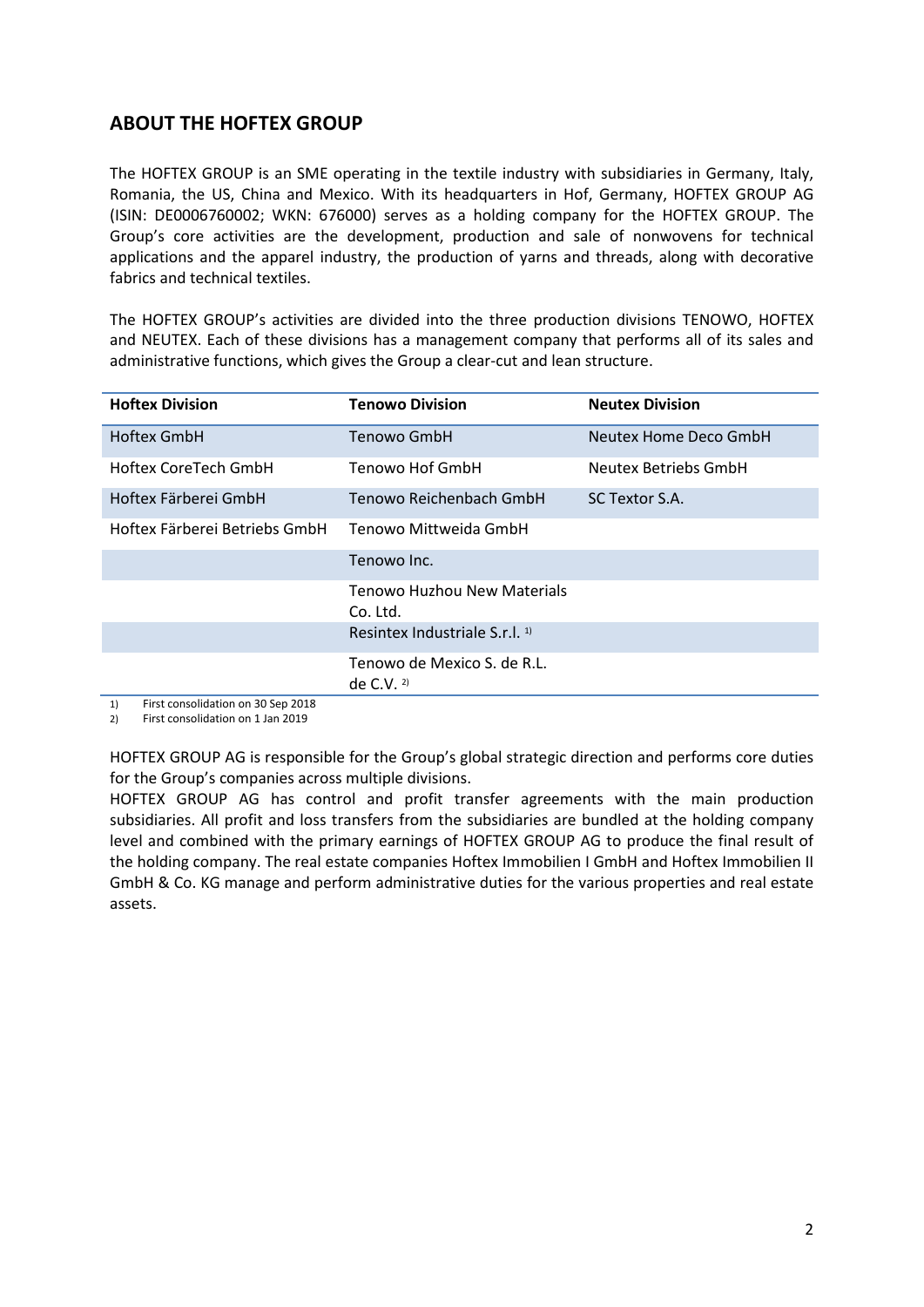## ABOUT THE HOFTEX GROUP

The HOFTEX GROUP is an SME operating in the textile industry with subsidiaries in Germany, Italy, Romania, the US, China and Mexico. With its headquarters in Hof, Germany, HOFTEX GROUP AG (ISIN: DE0006760002; WKN: 676000) serves as a holding company for the HOFTEX GROUP. The Group's core activities are the development, production and sale of nonwovens for technical applications and the apparel industry, the production of yarns and threads, along with decorative fabrics and technical textiles.

The HOFTEX GROUP's activities are divided into the three production divisions TENOWO, HOFTEX and NEUTEX. Each of these divisions has a management company that performs all of its sales and administrative functions, which gives the Group a clear-cut and lean structure.

| Hoftex Division | Tenowo Division | Neutex Division |
|---|---|---|
| Hoftex GmbH | Tenowo GmbH | Neutex Home Deco GmbH |
| Hoftex CoreTech GmbH | Tenowo Hof GmbH | Neutex Betriebs GmbH |
| Hoftex Färberei GmbH | Tenowo Reichenbach GmbH | SC Textor S.A. |
| Hoftex Färberei Betriebs GmbH | Tenowo Mittweida GmbH | |
| | Tenowo Inc. | |
| | Tenowo Huzhou New Materials Co. Ltd. | |
| | Resintex Industriale S.r.l. [1] | |
| | Tenowo de Mexico S. de R.L. de C.V. [2] | |

1) First consolidation on 30 Sep 2018
2) First consolidation on 1 Jan 2019

HOFTEX GROUP AG is responsible for the Group's global strategic direction and performs core duties for the Group's companies across multiple divisions.
HOFTEX GROUP AG has control and profit transfer agreements with the main production subsidiaries. All profit and loss transfers from the subsidiaries are bundled at the holding company level and combined with the primary earnings of HOFTEX GROUP AG to produce the final result of the holding company. The real estate companies Hoftex Immobilien I GmbH and Hoftex Immobilien II GmbH & Co. KG manage and perform administrative duties for the various properties and real estate assets.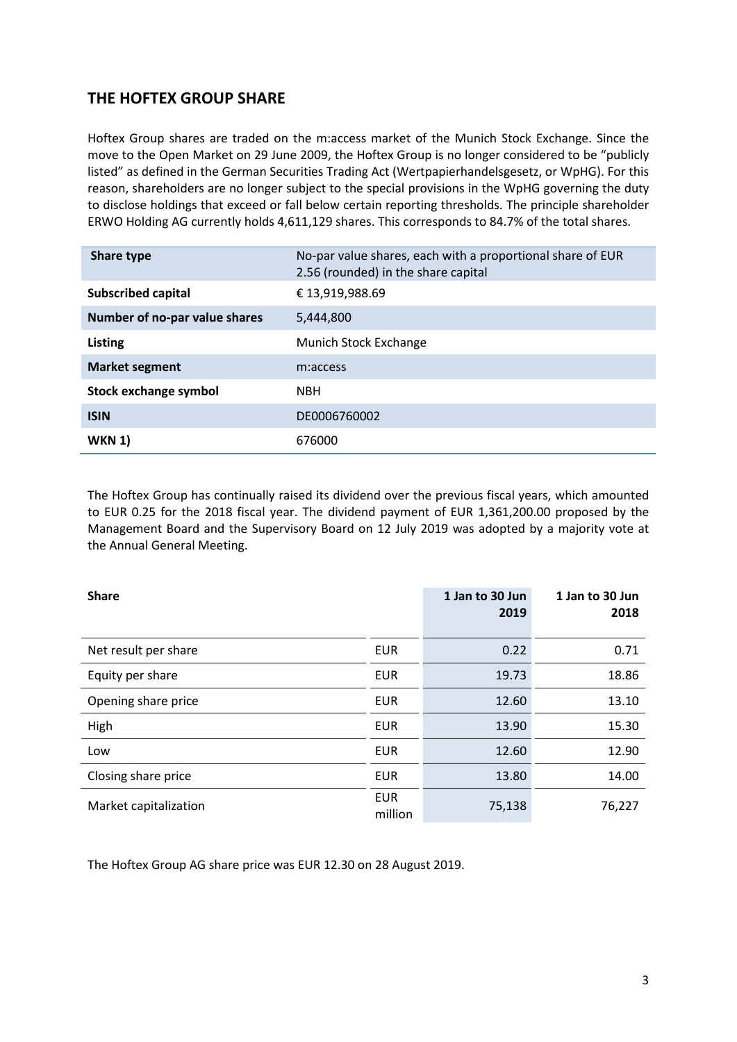## THE HOFTEX GROUP SHARE

Hoftex Group shares are traded on the m:access market of the Munich Stock Exchange. Since the move to the Open Market on 29 June 2009, the Hoftex Group is no longer considered to be "publicly listed" as defined in the German Securities Trading Act (Wertpapierhandelsgesetz, or WpHG). For this reason, shareholders are no longer subject to the special provisions in the WpHG governing the duty to disclose holdings that exceed or fall below certain reporting thresholds. The principle shareholder ERWO Holding AG currently holds 4,611,129 shares. This corresponds to 84.7% of the total shares.

| | |
|---|---|
| **Share type** | No-par value shares, each with a proportional share of EUR 2.56 (rounded) in the share capital |
| **Subscribed capital** | € 13,919,988.69 |
| **Number of no-par value shares** | 5,444,800 |
| **Listing** | Munich Stock Exchange |
| **Market segment** | m:access |
| **Stock exchange symbol** | NBH |
| **ISIN** | DE0006760002 |
| **WKN 1)** | 676000 |

The Hoftex Group has continually raised its dividend over the previous fiscal years, which amounted to EUR 0.25 for the 2018 fiscal year. The dividend payment of EUR 1,361,200.00 proposed by the Management Board and the Supervisory Board on 12 July 2019 was adopted by a majority vote at the Annual General Meeting.

| **Share** | | **1 Jan to 30 Jun 2019** | **1 Jan to 30 Jun 2018** |
|---|---|---|---|
| Net result per share | EUR | 0.22 | 0.71 |
| Equity per share | EUR | 19.73 | 18.86 |
| Opening share price | EUR | 12.60 | 13.10 |
| High | EUR | 13.90 | 15.30 |
| Low | EUR | 12.60 | 12.90 |
| Closing share price | EUR | 13.80 | 14.00 |
| Market capitalization | EUR million | 75,138 | 76,227 |

The Hoftex Group AG share price was EUR 12.30 on 28 August 2019.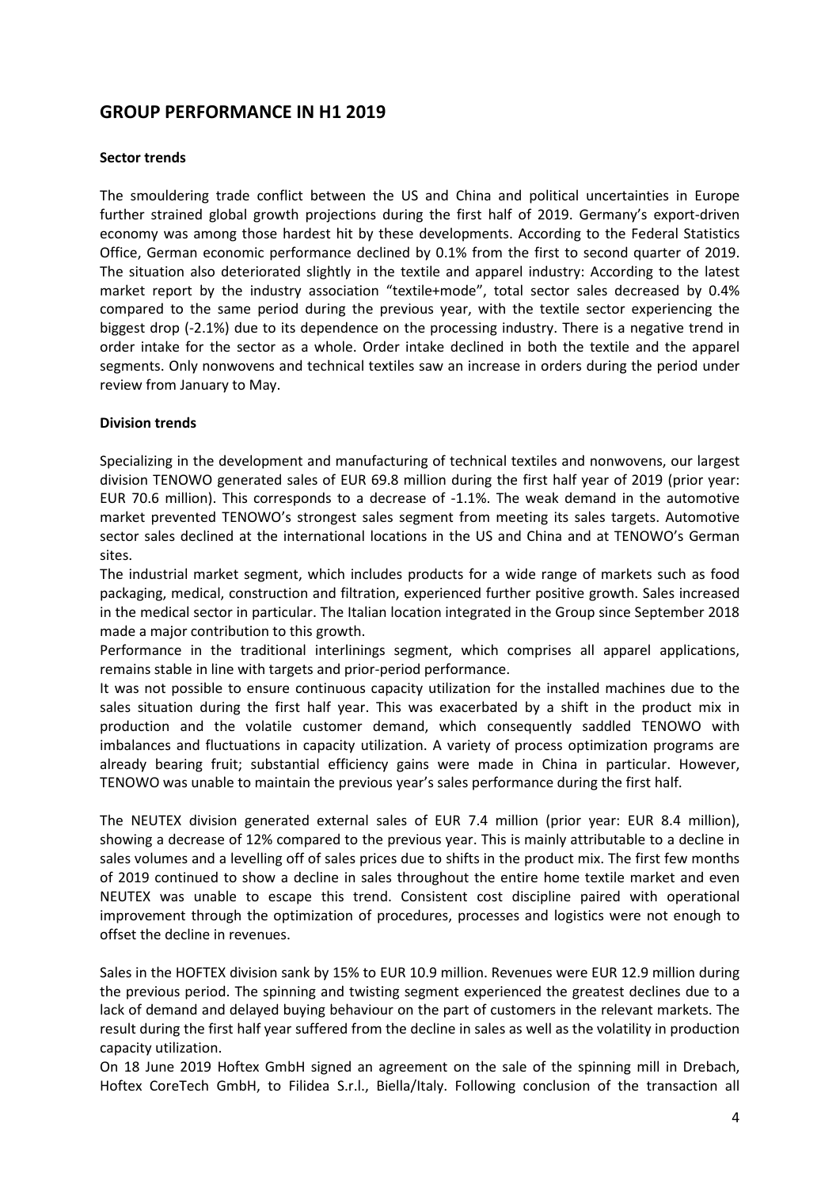## GROUP PERFORMANCE IN H1 2019

**Sector trends**

The smouldering trade conflict between the US and China and political uncertainties in Europe further strained global growth projections during the first half of 2019. Germany's export-driven economy was among those hardest hit by these developments. According to the Federal Statistics Office, German economic performance declined by 0.1% from the first to second quarter of 2019. The situation also deteriorated slightly in the textile and apparel industry: According to the latest market report by the industry association "textile+mode", total sector sales decreased by 0.4% compared to the same period during the previous year, with the textile sector experiencing the biggest drop (-2.1%) due to its dependence on the processing industry. There is a negative trend in order intake for the sector as a whole. Order intake declined in both the textile and the apparel segments. Only nonwovens and technical textiles saw an increase in orders during the period under review from January to May.

**Division trends**

Specializing in the development and manufacturing of technical textiles and nonwovens, our largest division TENOWO generated sales of EUR 69.8 million during the first half year of 2019 (prior year: EUR 70.6 million). This corresponds to a decrease of -1.1%. The weak demand in the automotive market prevented TENOWO's strongest sales segment from meeting its sales targets. Automotive sector sales declined at the international locations in the US and China and at TENOWO's German sites.

The industrial market segment, which includes products for a wide range of markets such as food packaging, medical, construction and filtration, experienced further positive growth. Sales increased in the medical sector in particular. The Italian location integrated in the Group since September 2018 made a major contribution to this growth.

Performance in the traditional interlinings segment, which comprises all apparel applications, remains stable in line with targets and prior-period performance.

It was not possible to ensure continuous capacity utilization for the installed machines due to the sales situation during the first half year. This was exacerbated by a shift in the product mix in production and the volatile customer demand, which consequently saddled TENOWO with imbalances and fluctuations in capacity utilization. A variety of process optimization programs are already bearing fruit; substantial efficiency gains were made in China in particular. However, TENOWO was unable to maintain the previous year's sales performance during the first half.

The NEUTEX division generated external sales of EUR 7.4 million (prior year: EUR 8.4 million), showing a decrease of 12% compared to the previous year. This is mainly attributable to a decline in sales volumes and a levelling off of sales prices due to shifts in the product mix. The first few months of 2019 continued to show a decline in sales throughout the entire home textile market and even NEUTEX was unable to escape this trend. Consistent cost discipline paired with operational improvement through the optimization of procedures, processes and logistics were not enough to offset the decline in revenues.

Sales in the HOFTEX division sank by 15% to EUR 10.9 million. Revenues were EUR 12.9 million during the previous period. The spinning and twisting segment experienced the greatest declines due to a lack of demand and delayed buying behaviour on the part of customers in the relevant markets. The result during the first half year suffered from the decline in sales as well as the volatility in production capacity utilization.

On 18 June 2019 Hoftex GmbH signed an agreement on the sale of the spinning mill in Drebach, Hoftex CoreTech GmbH, to Filidea S.r.l., Biella/Italy. Following conclusion of the transaction all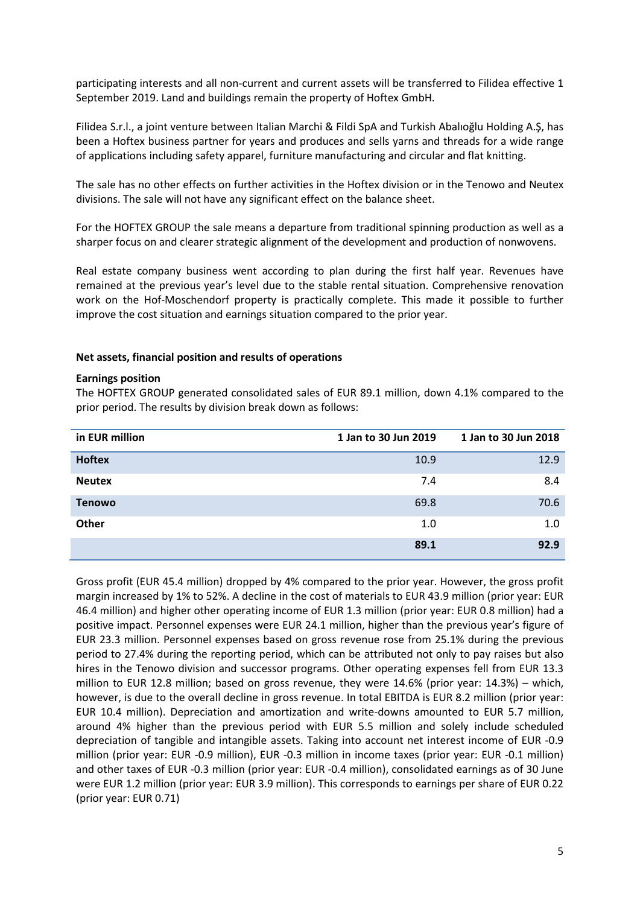participating interests and all non-current and current assets will be transferred to Filidea effective 1 September 2019. Land and buildings remain the property of Hoftex GmbH.

Filidea S.r.l., a joint venture between Italian Marchi & Fildi SpA and Turkish Abalıoğlu Holding A.Ş, has been a Hoftex business partner for years and produces and sells yarns and threads for a wide range of applications including safety apparel, furniture manufacturing and circular and flat knitting.

The sale has no other effects on further activities in the Hoftex division or in the Tenowo and Neutex divisions. The sale will not have any significant effect on the balance sheet.

For the HOFTEX GROUP the sale means a departure from traditional spinning production as well as a sharper focus on and clearer strategic alignment of the development and production of nonwovens.

Real estate company business went according to plan during the first half year. Revenues have remained at the previous year's level due to the stable rental situation. Comprehensive renovation work on the Hof-Moschendorf property is practically complete. This made it possible to further improve the cost situation and earnings situation compared to the prior year.

**Net assets, financial position and results of operations**

**Earnings position**

The HOFTEX GROUP generated consolidated sales of EUR 89.1 million, down 4.1% compared to the prior period. The results by division break down as follows:

| in EUR million | 1 Jan to 30 Jun 2019 | 1 Jan to 30 Jun 2018 |
|---|---:|---:|
| **Hoftex** | 10.9 | 12.9 |
| **Neutex** | 7.4 | 8.4 |
| **Tenowo** | 69.8 | 70.6 |
| **Other** | 1.0 | 1.0 |
| | **89.1** | **92.9** |

Gross profit (EUR 45.4 million) dropped by 4% compared to the prior year. However, the gross profit margin increased by 1% to 52%. A decline in the cost of materials to EUR 43.9 million (prior year: EUR 46.4 million) and higher other operating income of EUR 1.3 million (prior year: EUR 0.8 million) had a positive impact. Personnel expenses were EUR 24.1 million, higher than the previous year's figure of EUR 23.3 million. Personnel expenses based on gross revenue rose from 25.1% during the previous period to 27.4% during the reporting period, which can be attributed not only to pay raises but also hires in the Tenowo division and successor programs. Other operating expenses fell from EUR 13.3 million to EUR 12.8 million; based on gross revenue, they were 14.6% (prior year: 14.3%) – which, however, is due to the overall decline in gross revenue. In total EBITDA is EUR 8.2 million (prior year: EUR 10.4 million). Depreciation and amortization and write-downs amounted to EUR 5.7 million, around 4% higher than the previous period with EUR 5.5 million and solely include scheduled depreciation of tangible and intangible assets. Taking into account net interest income of EUR -0.9 million (prior year: EUR -0.9 million), EUR -0.3 million in income taxes (prior year: EUR -0.1 million) and other taxes of EUR -0.3 million (prior year: EUR -0.4 million), consolidated earnings as of 30 June were EUR 1.2 million (prior year: EUR 3.9 million). This corresponds to earnings per share of EUR 0.22 (prior year: EUR 0.71)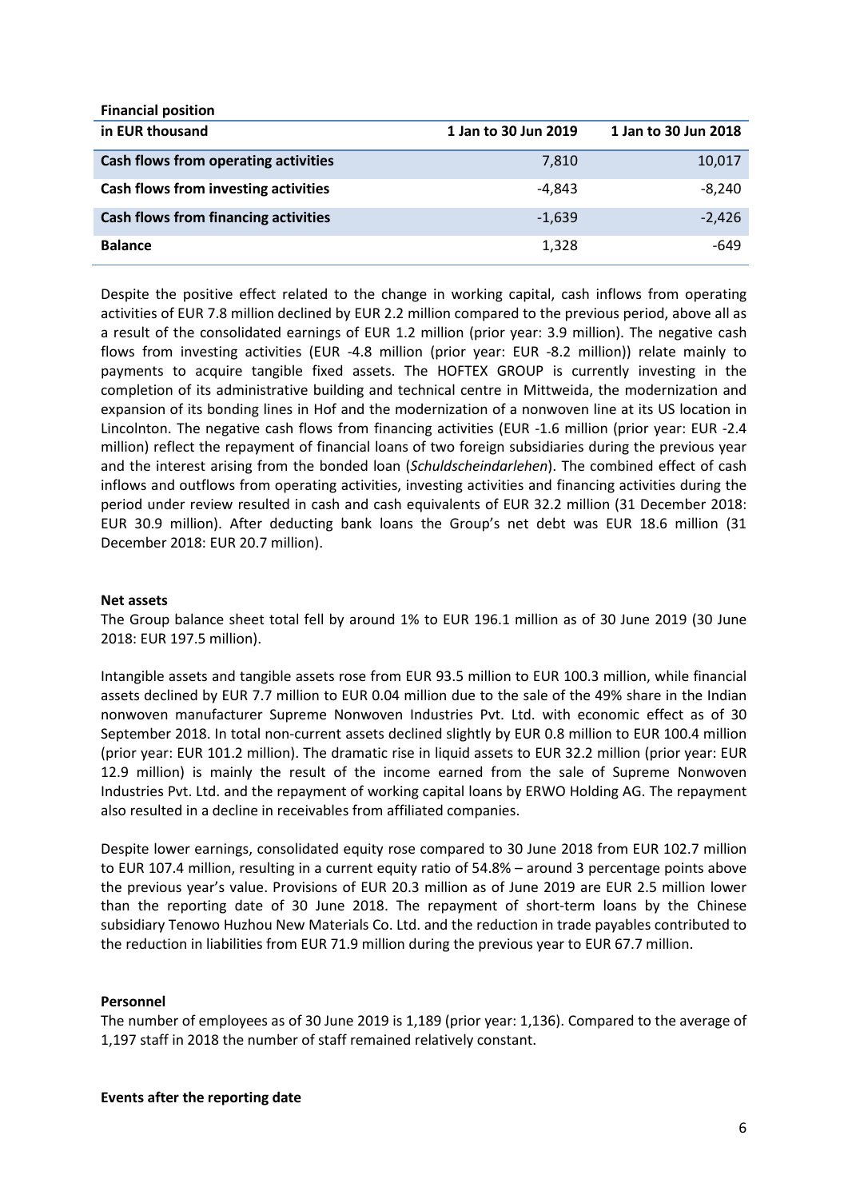**Financial position**

| in EUR thousand | 1 Jan to 30 Jun 2019 | 1 Jan to 30 Jun 2018 |
|---|---|---|
| **Cash flows from operating activities** | 7,810 | 10,017 |
| **Cash flows from investing activities** | -4,843 | -8,240 |
| **Cash flows from financing activities** | -1,639 | -2,426 |
| **Balance** | 1,328 | -649 |

Despite the positive effect related to the change in working capital, cash inflows from operating activities of EUR 7.8 million declined by EUR 2.2 million compared to the previous period, above all as a result of the consolidated earnings of EUR 1.2 million (prior year: 3.9 million). The negative cash flows from investing activities (EUR -4.8 million (prior year: EUR -8.2 million)) relate mainly to payments to acquire tangible fixed assets. The HOFTEX GROUP is currently investing in the completion of its administrative building and technical centre in Mittweida, the modernization and expansion of its bonding lines in Hof and the modernization of a nonwoven line at its US location in Lincolnton. The negative cash flows from financing activities (EUR -1.6 million (prior year: EUR -2.4 million) reflect the repayment of financial loans of two foreign subsidiaries during the previous year and the interest arising from the bonded loan (*Schuldscheindarlehen*). The combined effect of cash inflows and outflows from operating activities, investing activities and financing activities during the period under review resulted in cash and cash equivalents of EUR 32.2 million (31 December 2018: EUR 30.9 million). After deducting bank loans the Group's net debt was EUR 18.6 million (31 December 2018: EUR 20.7 million).

**Net assets**

The Group balance sheet total fell by around 1% to EUR 196.1 million as of 30 June 2019 (30 June 2018: EUR 197.5 million).

Intangible assets and tangible assets rose from EUR 93.5 million to EUR 100.3 million, while financial assets declined by EUR 7.7 million to EUR 0.04 million due to the sale of the 49% share in the Indian nonwoven manufacturer Supreme Nonwoven Industries Pvt. Ltd. with economic effect as of 30 September 2018. In total non-current assets declined slightly by EUR 0.8 million to EUR 100.4 million (prior year: EUR 101.2 million). The dramatic rise in liquid assets to EUR 32.2 million (prior year: EUR 12.9 million) is mainly the result of the income earned from the sale of Supreme Nonwoven Industries Pvt. Ltd. and the repayment of working capital loans by ERWO Holding AG. The repayment also resulted in a decline in receivables from affiliated companies.

Despite lower earnings, consolidated equity rose compared to 30 June 2018 from EUR 102.7 million to EUR 107.4 million, resulting in a current equity ratio of 54.8% – around 3 percentage points above the previous year's value. Provisions of EUR 20.3 million as of June 2019 are EUR 2.5 million lower than the reporting date of 30 June 2018. The repayment of short-term loans by the Chinese subsidiary Tenowo Huzhou New Materials Co. Ltd. and the reduction in trade payables contributed to the reduction in liabilities from EUR 71.9 million during the previous year to EUR 67.7 million.

**Personnel**

The number of employees as of 30 June 2019 is 1,189 (prior year: 1,136). Compared to the average of 1,197 staff in 2018 the number of staff remained relatively constant.

**Events after the reporting date**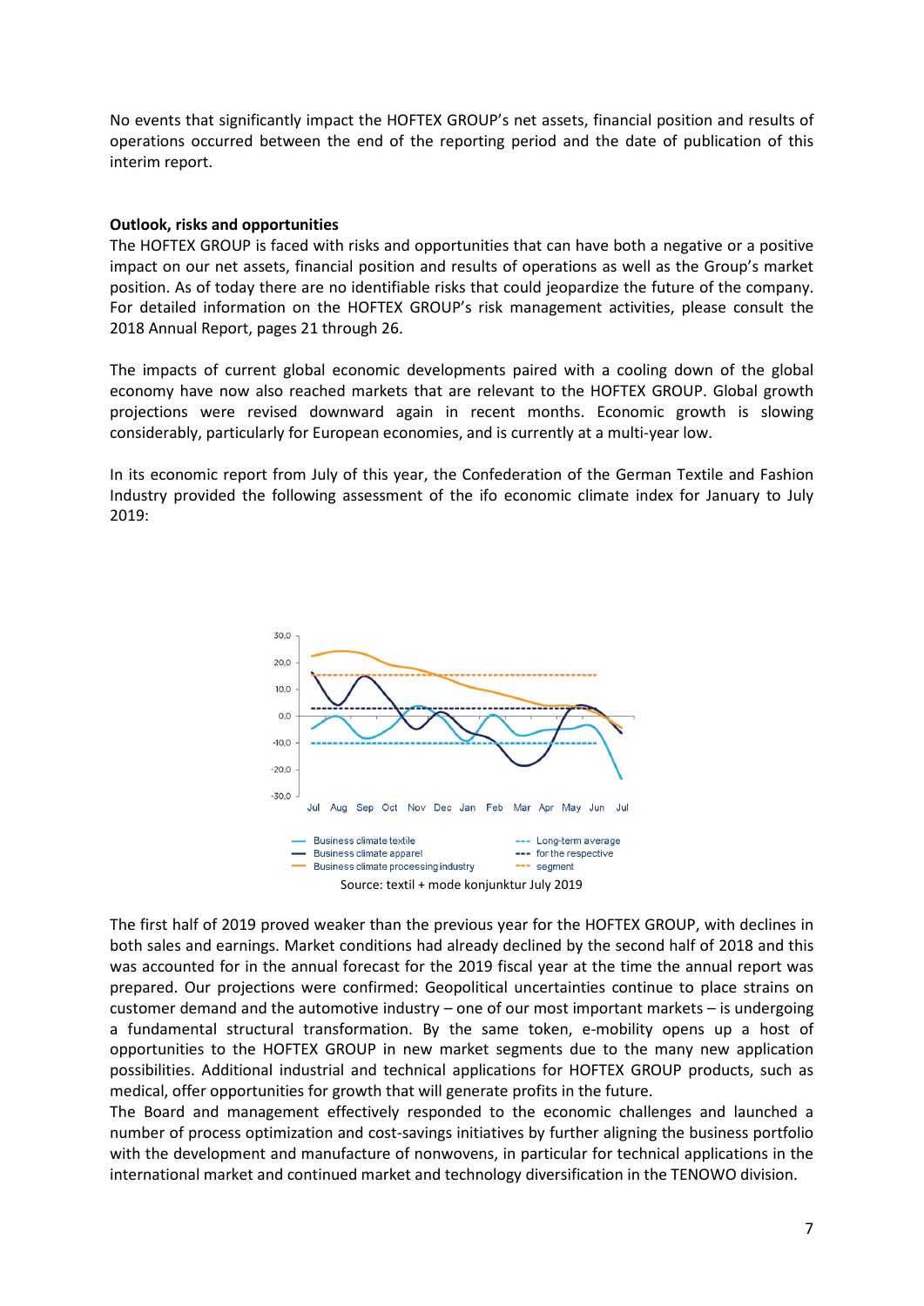No events that significantly impact the HOFTEX GROUP's net assets, financial position and results of operations occurred between the end of the reporting period and the date of publication of this interim report.

**Outlook, risks and opportunities**

The HOFTEX GROUP is faced with risks and opportunities that can have both a negative or a positive impact on our net assets, financial position and results of operations as well as the Group's market position. As of today there are no identifiable risks that could jeopardize the future of the company. For detailed information on the HOFTEX GROUP's risk management activities, please consult the 2018 Annual Report, pages 21 through 26.

The impacts of current global economic developments paired with a cooling down of the global economy have now also reached markets that are relevant to the HOFTEX GROUP. Global growth projections were revised downward again in recent months. Economic growth is slowing considerably, particularly for European economies, and is currently at a multi-year low.

In its economic report from July of this year, the Confederation of the German Textile and Fashion Industry provided the following assessment of the ifo economic climate index for January to July 2019:

Source: textil + mode konjunktur July 2019

The first half of 2019 proved weaker than the previous year for the HOFTEX GROUP, with declines in both sales and earnings. Market conditions had already declined by the second half of 2018 and this was accounted for in the annual forecast for the 2019 fiscal year at the time the annual report was prepared. Our projections were confirmed: Geopolitical uncertainties continue to place strains on customer demand and the automotive industry – one of our most important markets – is undergoing a fundamental structural transformation. By the same token, e-mobility opens up a host of opportunities to the HOFTEX GROUP in new market segments due to the many new application possibilities. Additional industrial and technical applications for HOFTEX GROUP products, such as medical, offer opportunities for growth that will generate profits in the future.

The Board and management effectively responded to the economic challenges and launched a number of process optimization and cost-savings initiatives by further aligning the business portfolio with the development and manufacture of nonwovens, in particular for technical applications in the international market and continued market and technology diversification in the TENOWO division.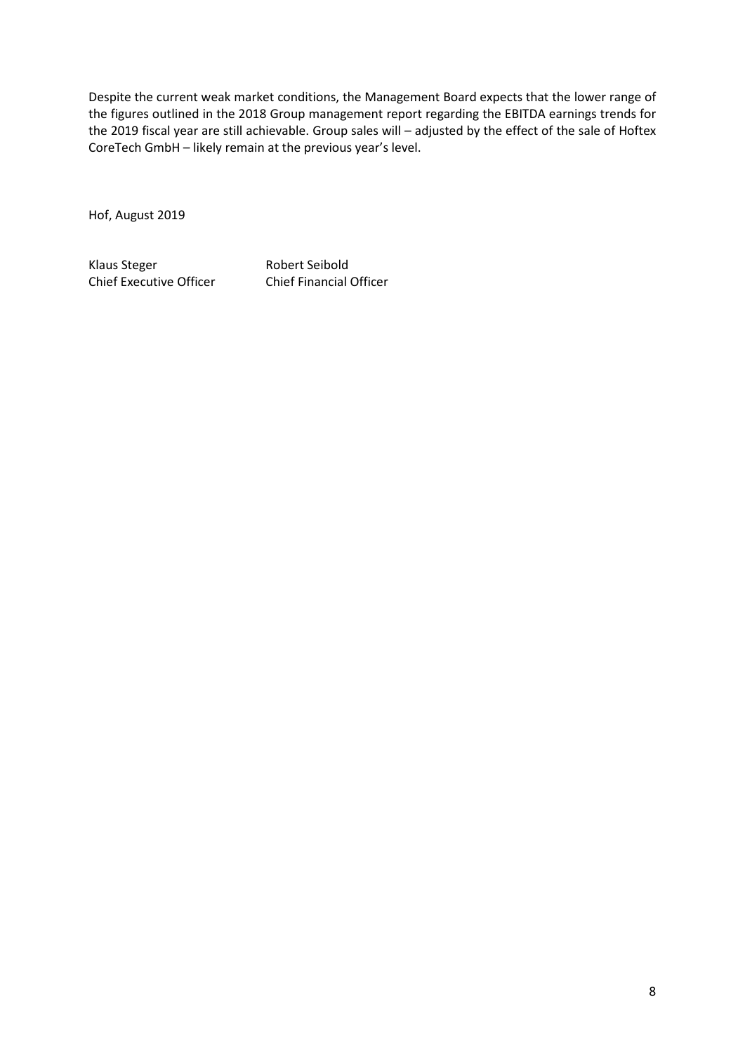Despite the current weak market conditions, the Management Board expects that the lower range of the figures outlined in the 2018 Group management report regarding the EBITDA earnings trends for the 2019 fiscal year are still achievable. Group sales will – adjusted by the effect of the sale of Hoftex CoreTech GmbH – likely remain at the previous year's level.

Hof, August 2019

| Klaus Steger | Robert Seibold |
|---|---|
| Chief Executive Officer | Chief Financial Officer |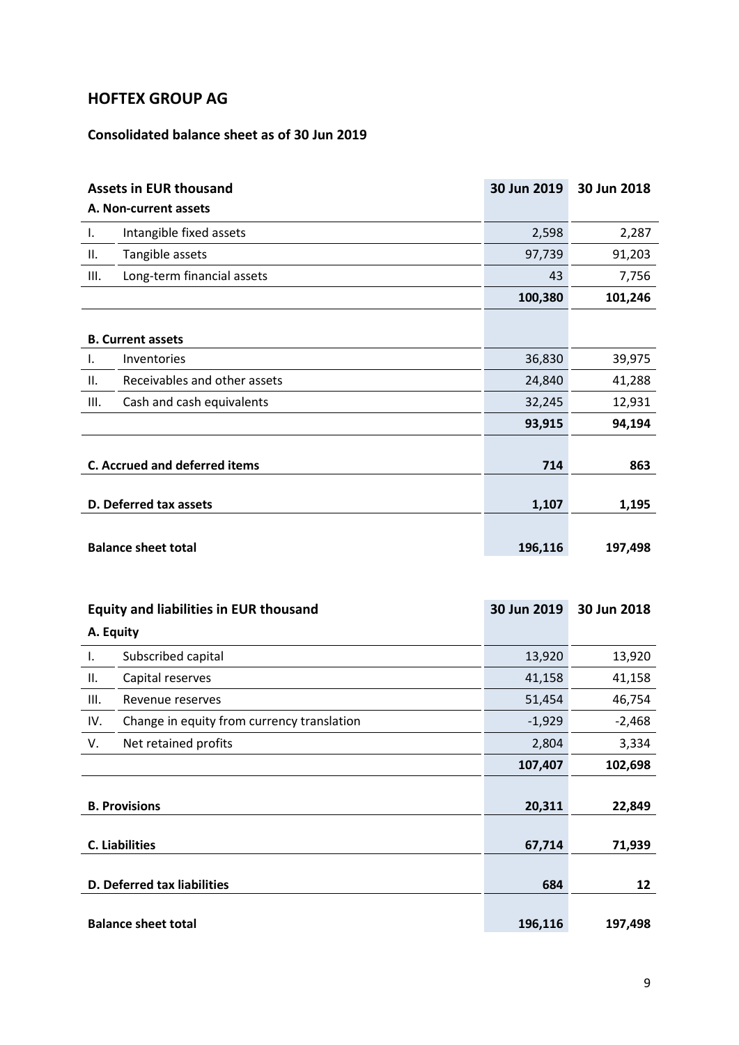## HOFTEX GROUP AG

### Consolidated balance sheet as of 30 Jun 2019

| | **Assets in EUR thousand** | **30 Jun 2019** | **30 Jun 2018** |
|---|---|---|---|
| | **A. Non-current assets** | | |
| I. | Intangible fixed assets | 2,598 | 2,287 |
| II. | Tangible assets | 97,739 | 91,203 |
| III. | Long-term financial assets | 43 | 7,756 |
| | | **100,380** | **101,246** |
| | **B. Current assets** | | |
| I. | Inventories | 36,830 | 39,975 |
| II. | Receivables and other assets | 24,840 | 41,288 |
| III. | Cash and cash equivalents | 32,245 | 12,931 |
| | | **93,915** | **94,194** |
| | **C. Accrued and deferred items** | **714** | **863** |
| | **D. Deferred tax assets** | **1,107** | **1,195** |
| | **Balance sheet total** | **196,116** | **197,498** |

| | **Equity and liabilities in EUR thousand** | **30 Jun 2019** | **30 Jun 2018** |
|---|---|---|---|
| | **A. Equity** | | |
| I. | Subscribed capital | 13,920 | 13,920 |
| II. | Capital reserves | 41,158 | 41,158 |
| III. | Revenue reserves | 51,454 | 46,754 |
| IV. | Change in equity from currency translation | -1,929 | -2,468 |
| V. | Net retained profits | 2,804 | 3,334 |
| | | **107,407** | **102,698** |
| | **B. Provisions** | **20,311** | **22,849** |
| | **C. Liabilities** | **67,714** | **71,939** |
| | **D. Deferred tax liabilities** | **684** | **12** |
| | **Balance sheet total** | **196,116** | **197,498** |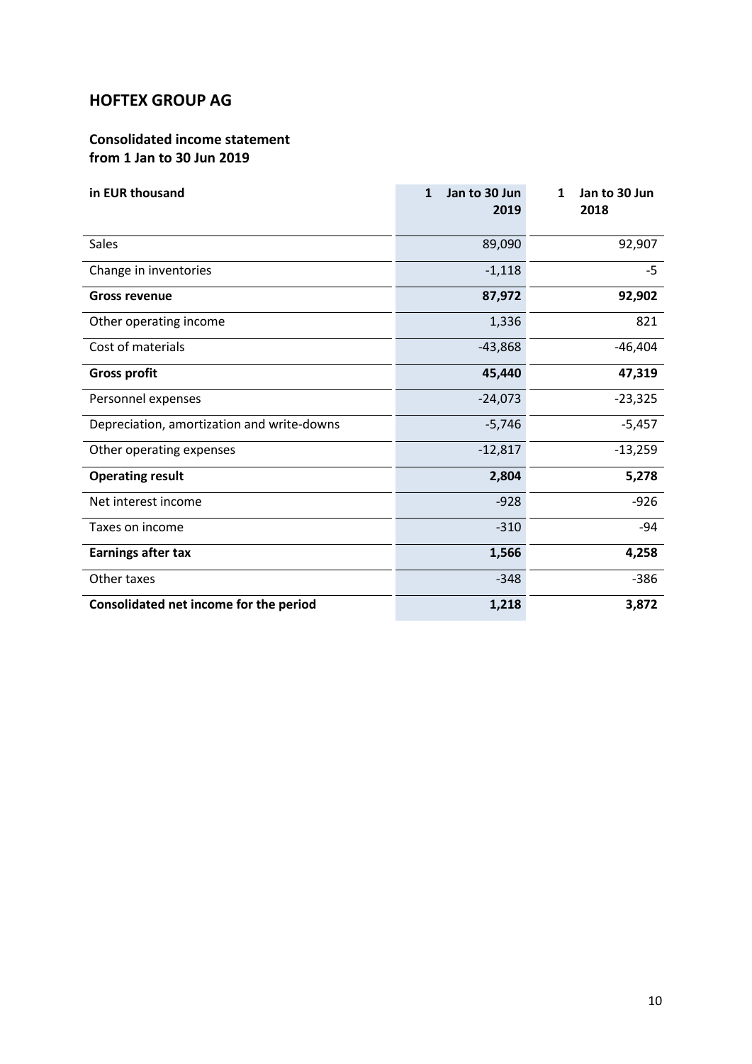## HOFTEX GROUP AG

### Consolidated income statement
### from 1 Jan to 30 Jun 2019

| in EUR thousand | 1 Jan to 30 Jun 2019 | 1 Jan to 30 Jun 2018 |
|---|---|---|
| Sales | 89,090 | 92,907 |
| Change in inventories | -1,118 | -5 |
| **Gross revenue** | **87,972** | **92,902** |
| Other operating income | 1,336 | 821 |
| Cost of materials | -43,868 | -46,404 |
| **Gross profit** | **45,440** | **47,319** |
| Personnel expenses | -24,073 | -23,325 |
| Depreciation, amortization and write-downs | -5,746 | -5,457 |
| Other operating expenses | -12,817 | -13,259 |
| **Operating result** | **2,804** | **5,278** |
| Net interest income | -928 | -926 |
| Taxes on income | -310 | -94 |
| **Earnings after tax** | **1,566** | **4,258** |
| Other taxes | -348 | -386 |
| **Consolidated net income for the period** | **1,218** | **3,872** |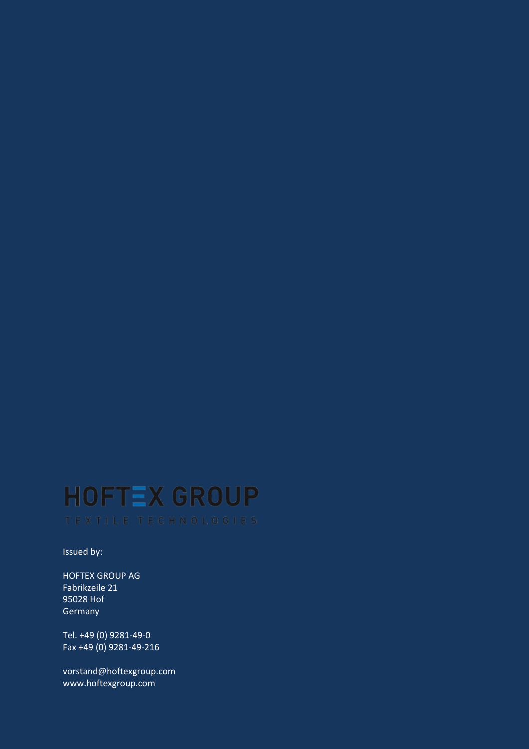HOFTEX GROUP

TEXTILE TECHNOLOGIES

Issued by:

HOFTEX GROUP AG
Fabrikzeile 21
95028 Hof
Germany

Tel. +49 (0) 9281-49-0
Fax +49 (0) 9281-49-216

vorstand@hoftexgroup.com
www.hoftexgroup.com